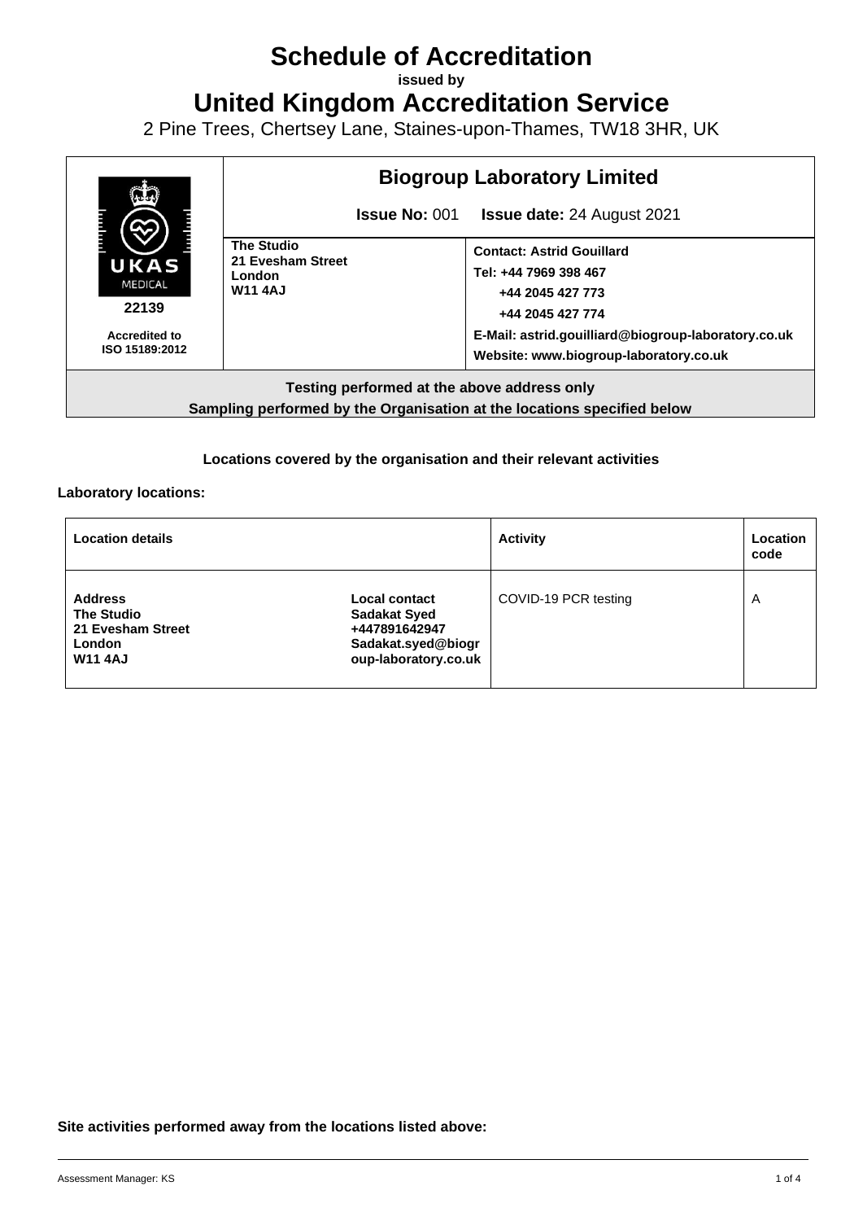# Schedule of Accreditation

**issued by**

# United Kingdom Accreditation Service

2 Pine Trees, Chertsey Lane, Staines-upon-Thames, TW18 3HR, UK

| UKAS MEDICAL 22139 Accredited to ISO 15189:2012 | **Biogroup Laboratory Limited** **Issue No:** 001 **Issue date:** 24 August 2021 | |
|---|---|---|
| | **The Studio** **21 Evesham Street** **London** **W11 4AJ** | **Contact: Astrid Gouillard** **Tel: +44 7969 398 467** **+44 2045 427 773** **+44 2045 427 774** **E-Mail: astrid.gouilliard@biogroup-laboratory.co.uk** **Website: www.biogroup-laboratory.co.uk** |

**Testing performed at the above address only**
**Sampling performed by the Organisation at the locations specified below**

**Locations covered by the organisation and their relevant activities**

**Laboratory locations:**

| Location details | | Activity | Location code |
|---|---|---|---|
| **Address** **The Studio** **21 Evesham Street** **London** **W11 4AJ** | **Local contact** **Sadakat Syed** **+447891642947** **Sadakat.syed@biogroup-laboratory.co.uk** | COVID-19 PCR testing | A |

**Site activities performed away from the locations listed above:**

Assessment Manager: KS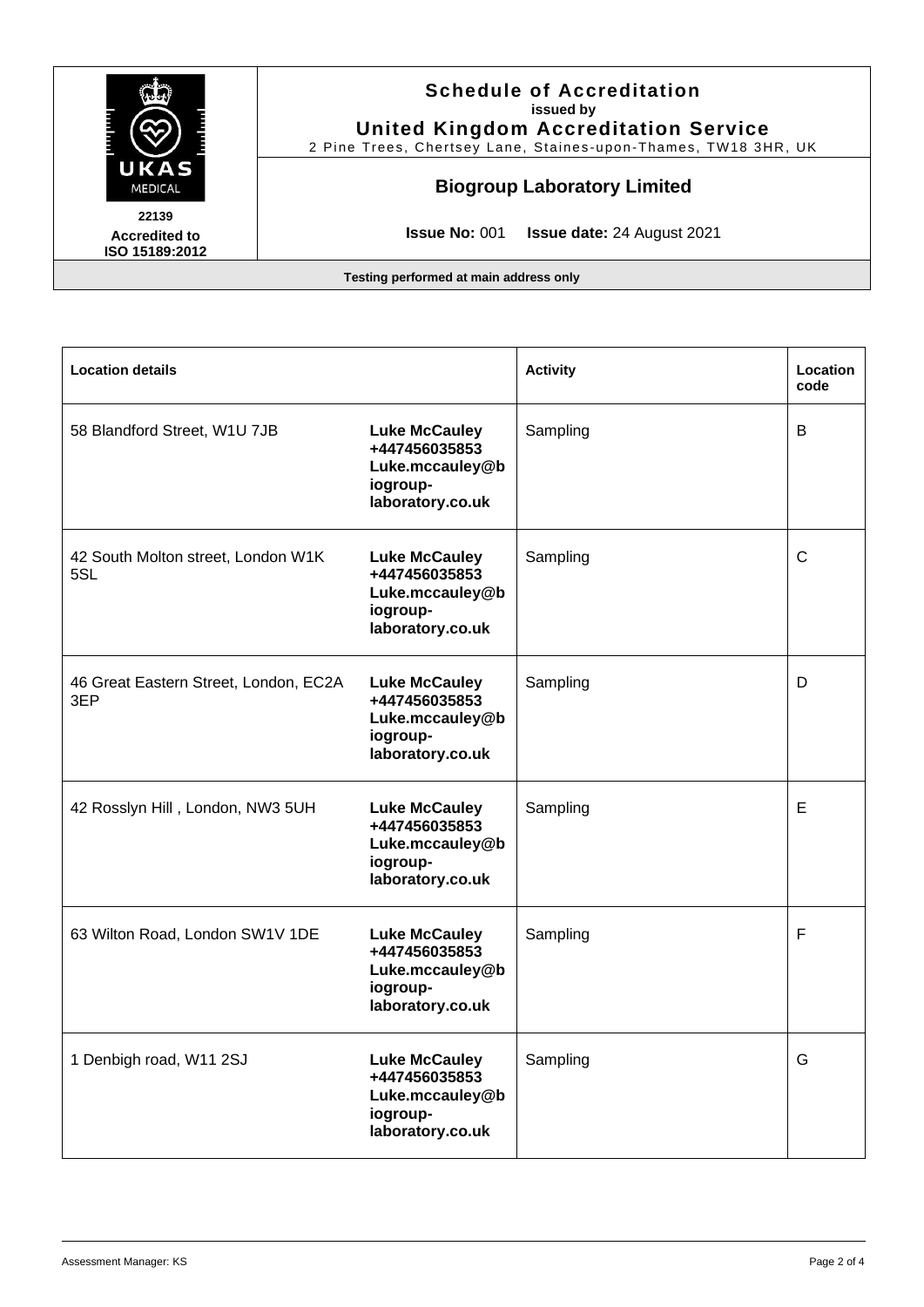# Schedule of Accreditation

**issued by**

**United Kingdom Accreditation Service**

2 Pine Trees, Chertsey Lane, Staines-upon-Thames, TW18 3HR, UK

22139

Accredited to ISO 15189:2012

## Biogroup Laboratory Limited

**Issue No:** 001 **Issue date:** 24 August 2021

**Testing performed at main address only**

| Location details | | Activity | Location code |
|---|---|---|---|
| 58 Blandford Street, W1U 7JB | **Luke McCauley +447456035853 Luke.mccauley@biogroup-laboratory.co.uk** | Sampling | B |
| 42 South Molton street, London W1K 5SL | **Luke McCauley +447456035853 Luke.mccauley@biogroup-laboratory.co.uk** | Sampling | C |
| 46 Great Eastern Street, London, EC2A 3EP | **Luke McCauley +447456035853 Luke.mccauley@biogroup-laboratory.co.uk** | Sampling | D |
| 42 Rosslyn Hill , London, NW3 5UH | **Luke McCauley +447456035853 Luke.mccauley@biogroup-laboratory.co.uk** | Sampling | E |
| 63 Wilton Road, London SW1V 1DE | **Luke McCauley +447456035853 Luke.mccauley@biogroup-laboratory.co.uk** | Sampling | F |
| 1 Denbigh road, W11 2SJ | **Luke McCauley +447456035853 Luke.mccauley@biogroup-laboratory.co.uk** | Sampling | G |

Assessment Manager: KS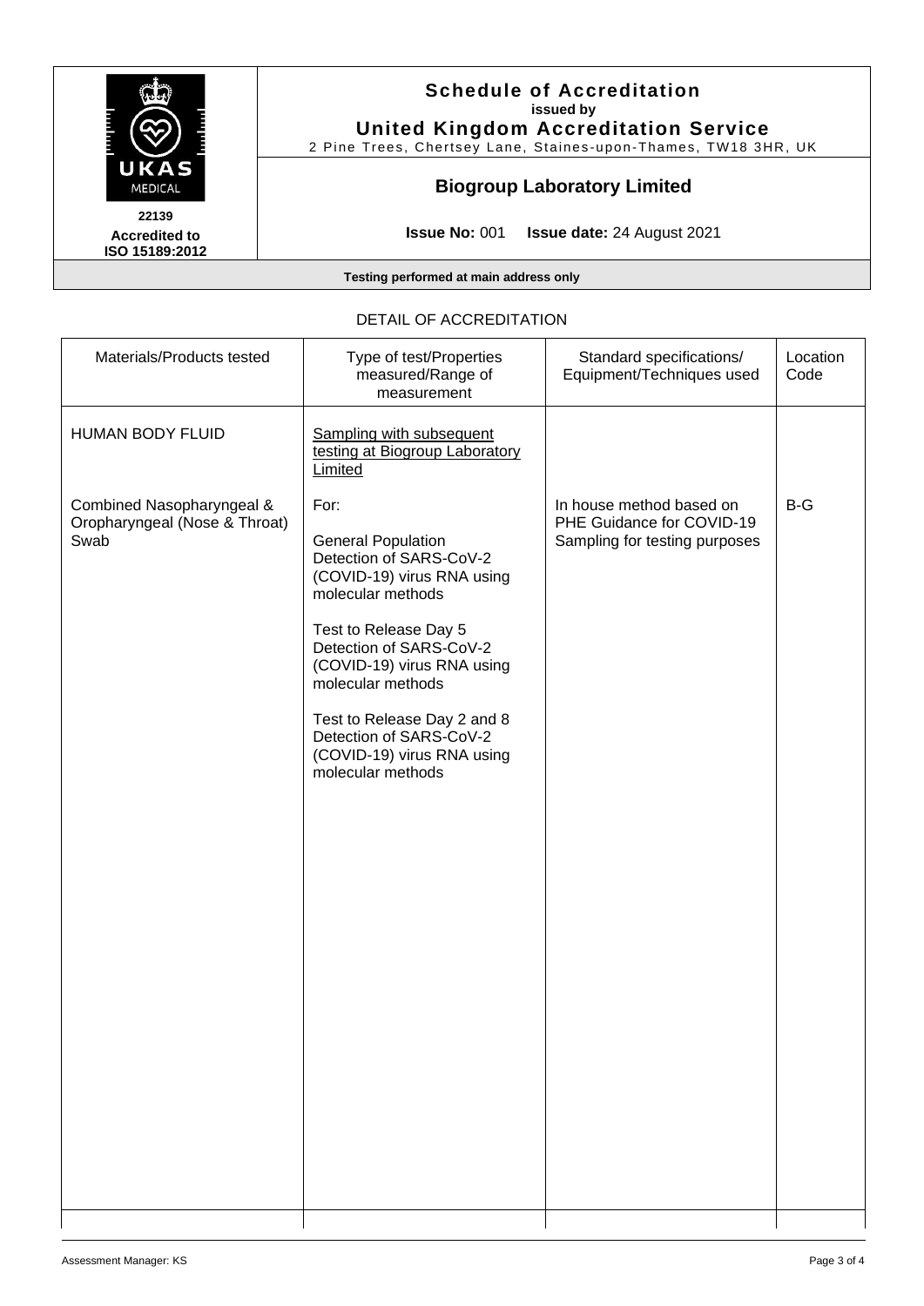# Schedule of Accreditation

**issued by**

**United Kingdom Accreditation Service**

2 Pine Trees, Chertsey Lane, Staines-upon-Thames, TW18 3HR, UK

**22139**

**Accredited to ISO 15189:2012**

## Biogroup Laboratory Limited

**Issue No:** 001 **Issue date:** 24 August 2021

**Testing performed at main address only**

### DETAIL OF ACCREDITATION

| Materials/Products tested | Type of test/Properties measured/Range of measurement | Standard specifications/ Equipment/Techniques used | Location Code |
|---|---|---|---|
| HUMAN BODY FLUID | Sampling with subsequent testing at Biogroup Laboratory Limited | | |
| Combined Nasopharyngeal & Oropharyngeal (Nose & Throat) Swab | For:<br><br>General Population<br>Detection of SARS-CoV-2 (COVID-19) virus RNA using molecular methods<br><br>Test to Release Day 5<br>Detection of SARS-CoV-2 (COVID-19) virus RNA using molecular methods<br><br>Test to Release Day 2 and 8<br>Detection of SARS-CoV-2 (COVID-19) virus RNA using molecular methods | In house method based on PHE Guidance for COVID-19 Sampling for testing purposes | B-G |

Assessment Manager: KS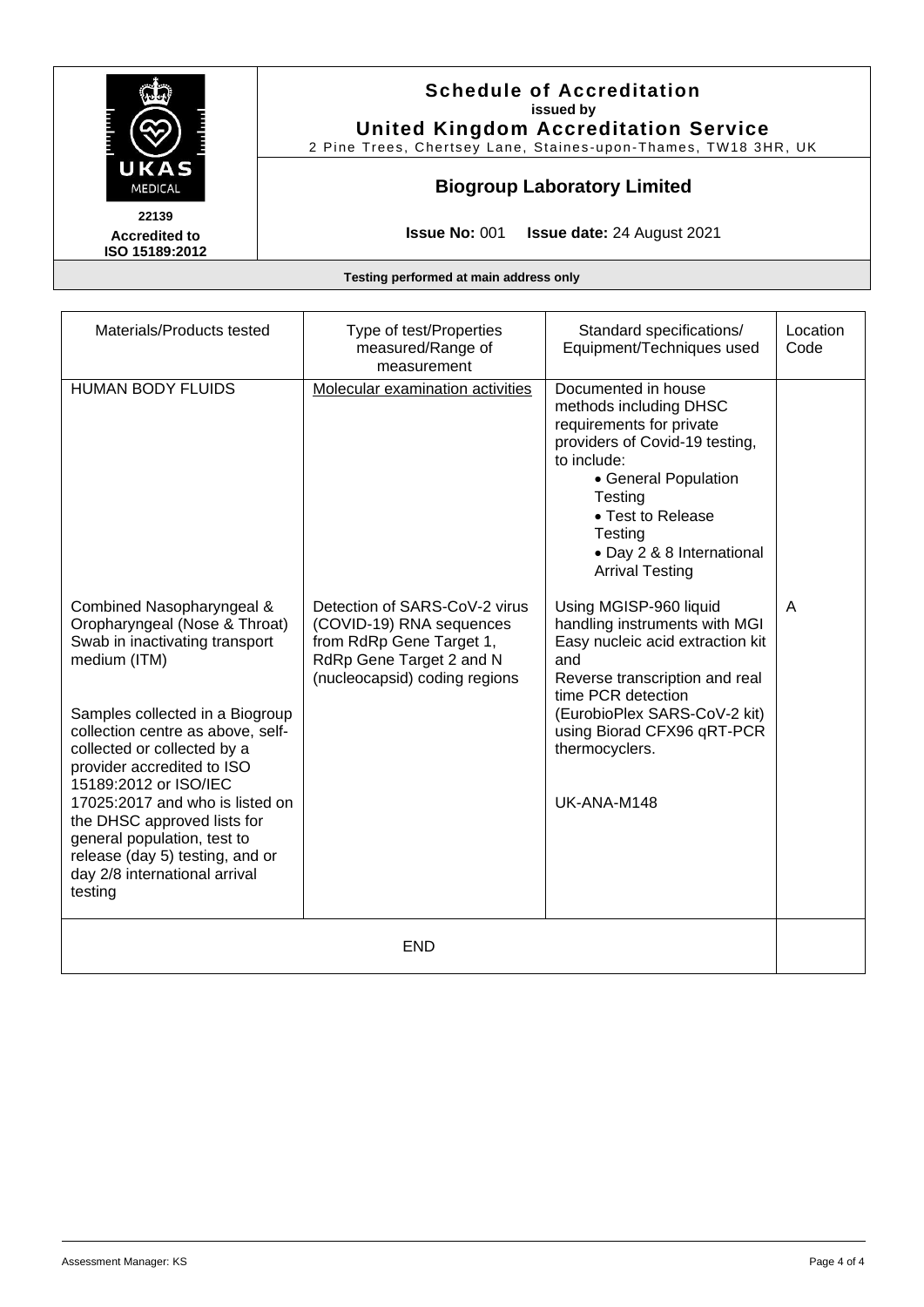# Schedule of Accreditation

issued by

**United Kingdom Accreditation Service**

2 Pine Trees, Chertsey Lane, Staines-upon-Thames, TW18 3HR, UK

**22139**

**Accredited to ISO 15189:2012**

## Biogroup Laboratory Limited

**Issue No:** 001 **Issue date:** 24 August 2021

**Testing performed at main address only**

| Materials/Products tested | Type of test/Properties measured/Range of measurement | Standard specifications/ Equipment/Techniques used | Location Code |
|---|---|---|---|
| HUMAN BODY FLUIDS | Molecular examination activities | Documented in house methods including DHSC requirements for private providers of Covid-19 testing, to include:<br>• General Population Testing<br>• Test to Release Testing<br>• Day 2 & 8 International Arrival Testing | |
| Combined Nasopharyngeal & Oropharyngeal (Nose & Throat) Swab in inactivating transport medium (ITM)<br><br>Samples collected in a Biogroup collection centre as above, self-collected or collected by a provider accredited to ISO 15189:2012 or ISO/IEC 17025:2017 and who is listed on the DHSC approved lists for general population, test to release (day 5) testing, and or day 2/8 international arrival testing | Detection of SARS-CoV-2 virus (COVID-19) RNA sequences from RdRp Gene Target 1, RdRp Gene Target 2 and N (nucleocapsid) coding regions | Using MGISP-960 liquid handling instruments with MGI Easy nucleic acid extraction kit and<br>Reverse transcription and real time PCR detection (EurobioPlex SARS-CoV-2 kit) using Biorad CFX96 qRT-PCR thermocyclers.<br><br>UK-ANA-M148 | A |
| END | | | |

Assessment Manager: KS